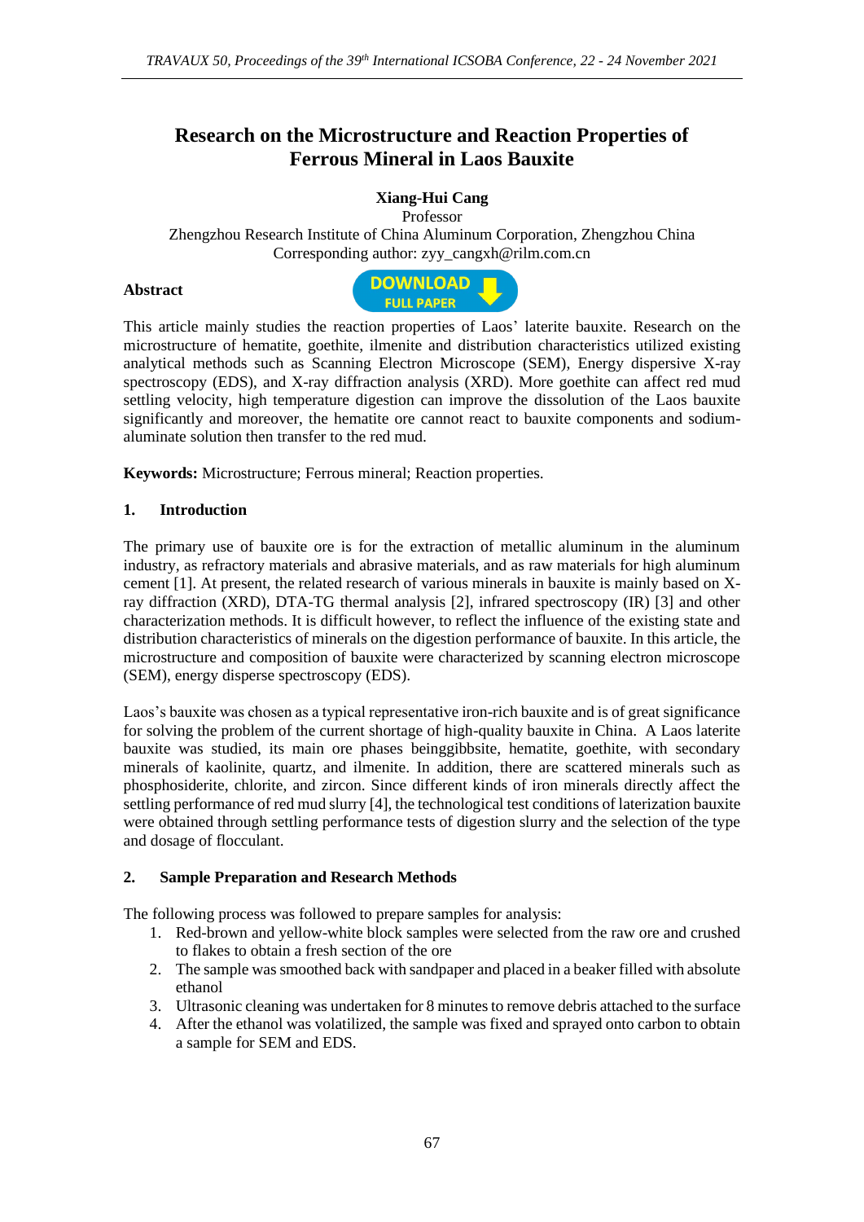# Research on the Microstructure and Reaction Properties of Ferrous Mineral in Laos Bauxite

**Xiang-Hui Cang**

Professor

Zhengzhou Research Institute of China Aluminum Corporation, Zhengzhou China

Corresponding author: zyy_cangxh@rilm.com.cn

**Abstract**

This article mainly studies the reaction properties of Laos' laterite bauxite. Research on the microstructure of hematite, goethite, ilmenite and distribution characteristics utilized existing analytical methods such as Scanning Electron Microscope (SEM), Energy dispersive X-ray spectroscopy (EDS), and X-ray diffraction analysis (XRD). More goethite can affect red mud settling velocity, high temperature digestion can improve the dissolution of the Laos bauxite significantly and moreover, the hematite ore cannot react to bauxite components and sodium-aluminate solution then transfer to the red mud.

**Keywords:** Microstructure; Ferrous mineral; Reaction properties.

## 1. Introduction

The primary use of bauxite ore is for the extraction of metallic aluminum in the aluminum industry, as refractory materials and abrasive materials, and as raw materials for high aluminum cement [1]. At present, the related research of various minerals in bauxite is mainly based on X-ray diffraction (XRD), DTA-TG thermal analysis [2], infrared spectroscopy (IR) [3] and other characterization methods. It is difficult however, to reflect the influence of the existing state and distribution characteristics of minerals on the digestion performance of bauxite. In this article, the microstructure and composition of bauxite were characterized by scanning electron microscope (SEM), energy disperse spectroscopy (EDS).

Laos's bauxite was chosen as a typical representative iron-rich bauxite and is of great significance for solving the problem of the current shortage of high-quality bauxite in China. A Laos laterite bauxite was studied, its main ore phases beinggibbsite, hematite, goethite, with secondary minerals of kaolinite, quartz, and ilmenite. In addition, there are scattered minerals such as phosphosiderite, chlorite, and zircon. Since different kinds of iron minerals directly affect the settling performance of red mud slurry [4], the technological test conditions of laterization bauxite were obtained through settling performance tests of digestion slurry and the selection of the type and dosage of flocculant.

## 2. Sample Preparation and Research Methods

The following process was followed to prepare samples for analysis:

1. Red-brown and yellow-white block samples were selected from the raw ore and crushed to flakes to obtain a fresh section of the ore
2. The sample was smoothed back with sandpaper and placed in a beaker filled with absolute ethanol
3. Ultrasonic cleaning was undertaken for 8 minutes to remove debris attached to the surface
4. After the ethanol was volatilized, the sample was fixed and sprayed onto carbon to obtain a sample for SEM and EDS.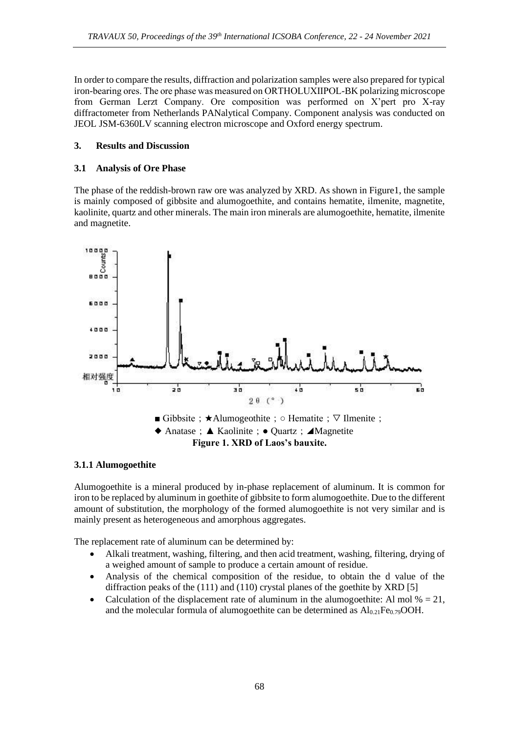In order to compare the results, diffraction and polarization samples were also prepared for typical iron-bearing ores. The ore phase was measured on ORTHOLUXIIPOL-BK polarizing microscope from German Lerzt Company. Ore composition was performed on X'pert pro X-ray diffractometer from Netherlands PANalytical Company. Component analysis was conducted on JEOL JSM-6360LV scanning electron microscope and Oxford energy spectrum.

## 3. Results and Discussion

### 3.1 Analysis of Ore Phase

The phase of the reddish-brown raw ore was analyzed by XRD. As shown in Figure1, the sample is mainly composed of gibbsite and alumogoethite, and contains hematite, ilmenite, magnetite, kaolinite, quartz and other minerals. The main iron minerals are alumogoethite, hematite, ilmenite and magnetite.

■ Gibbsite；★Alumogeothite；○ Hematite；▽ Ilmenite；
◆ Anatase；▲ Kaolinite；● Quartz；◢Magnetite

**Figure 1. XRD of Laos's bauxite.**

### 3.1.1 Alumogoethite

Alumogoethite is a mineral produced by in-phase replacement of aluminum. It is common for iron to be replaced by aluminum in goethite of gibbsite to form alumogoethite. Due to the different amount of substitution, the morphology of the formed alumogoethite is not very similar and is mainly present as heterogeneous and amorphous aggregates.

The replacement rate of aluminum can be determined by:

- Alkali treatment, washing, filtering, and then acid treatment, washing, filtering, drying of a weighed amount of sample to produce a certain amount of residue.
- Analysis of the chemical composition of the residue, to obtain the d value of the diffraction peaks of the (111) and (110) crystal planes of the goethite by XRD [5]
- Calculation of the displacement rate of aluminum in the alumogoethite: Al mol % = 21, and the molecular formula of alumogoethite can be determined as $Al_{0.21}Fe_{0.79}OOH$.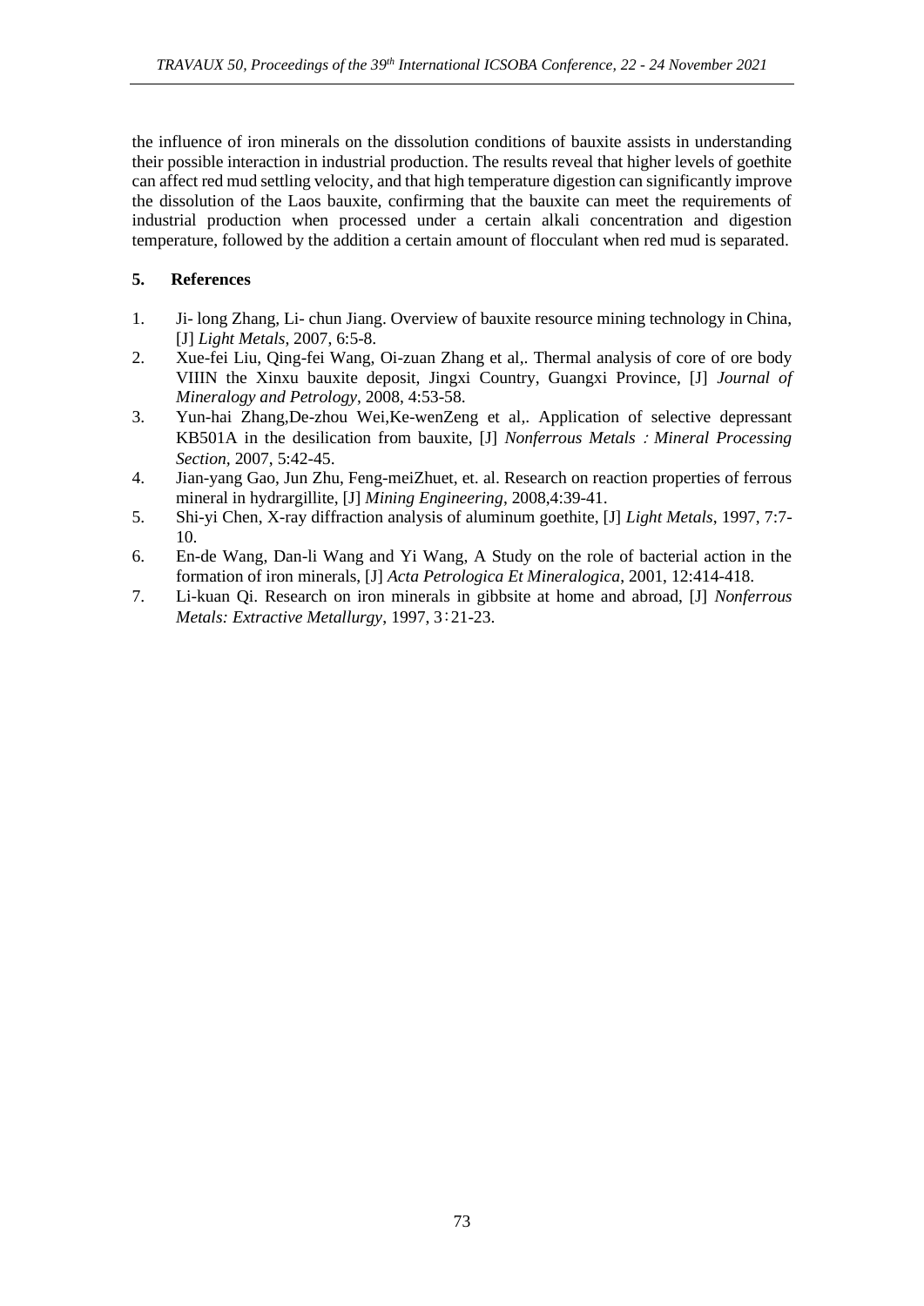the influence of iron minerals on the dissolution conditions of bauxite assists in understanding their possible interaction in industrial production. The results reveal that higher levels of goethite can affect red mud settling velocity, and that high temperature digestion can significantly improve the dissolution of the Laos bauxite, confirming that the bauxite can meet the requirements of industrial production when processed under a certain alkali concentration and digestion temperature, followed by the addition a certain amount of flocculant when red mud is separated.

## 5. References

1. Ji- long Zhang, Li- chun Jiang. Overview of bauxite resource mining technology in China, [J] *Light Metals*, 2007, 6:5-8.
2. Xue-fei Liu, Qing-fei Wang, Oi-zuan Zhang et al,. Thermal analysis of core of ore body VIIIN the Xinxu bauxite deposit, Jingxi Country, Guangxi Province, [J] *Journal of Mineralogy and Petrology*, 2008, 4:53-58.
3. Yun-hai Zhang,De-zhou Wei,Ke-wenZeng et al,. Application of selective depressant KB501A in the desilication from bauxite, [J] *Nonferrous Metals : Mineral Processing Section*, 2007, 5:42-45.
4. Jian-yang Gao, Jun Zhu, Feng-meiZhuet, et. al. Research on reaction properties of ferrous mineral in hydrargillite, [J] *Mining Engineering*, 2008,4:39-41.
5. Shi-yi Chen, X-ray diffraction analysis of aluminum goethite, [J] *Light Metals*, 1997, 7:7-10.
6. En-de Wang, Dan-li Wang and Yi Wang, A Study on the role of bacterial action in the formation of iron minerals, [J] *Acta Petrologica Et Mineralogica*, 2001, 12:414-418.
7. Li-kuan Qi. Research on iron minerals in gibbsite at home and abroad, [J] *Nonferrous Metals: Extractive Metallurgy*, 1997, 3：21-23.